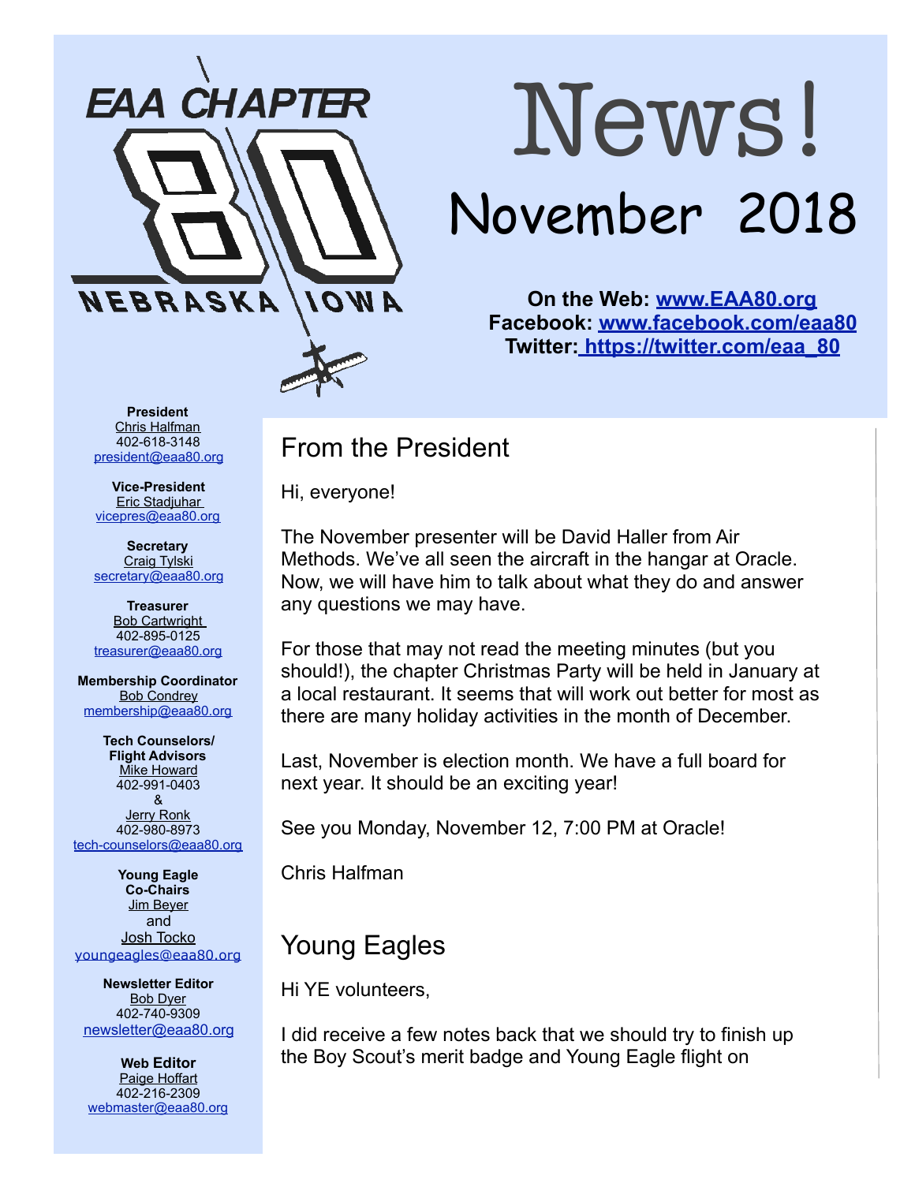# EAA CHAPTER 80

NEBRASKA IOWA

# News!

## November 2018

**On the Web: [www.EAA80.org](http://www.EAA80.org)**
**Facebook: [www.facebook.com/eaa80](http://www.facebook.com/eaa80)**
**Twitter: [https://twitter.com/eaa_80](https://twitter.com/eaa_80)**

**President**
Chris Halfman
402-618-3148
president@eaa80.org

**Vice-President**
Eric Stadjuhar
vicepres@eaa80.org

**Secretary**
Craig Tylski
secretary@eaa80.org

**Treasurer**
Bob Cartwright
402-895-0125
treasurer@eaa80.org

**Membership Coordinator**
Bob Condrey
membership@eaa80.org

**Tech Counselors/ Flight Advisors**
Mike Howard
402-991-0403
&
Jerry Ronk
402-980-8973
tech-counselors@eaa80.org

**Young Eagle Co-Chairs**
Jim Beyer
and
Josh Tocko
youngeagles@eaa80.org

**Newsletter Editor**
Bob Dyer
402-740-9309
newsletter@eaa80.org

**Web Editor**
Paige Hoffart
402-216-2309
webmaster@eaa80.org

## From the President

Hi, everyone!

The November presenter will be David Haller from Air Methods. We've all seen the aircraft in the hangar at Oracle. Now, we will have him to talk about what they do and answer any questions we may have.

For those that may not read the meeting minutes (but you should!), the chapter Christmas Party will be held in January at a local restaurant. It seems that will work out better for most as there are many holiday activities in the month of December.

Last, November is election month. We have a full board for next year. It should be an exciting year!

See you Monday, November 12, 7:00 PM at Oracle!

Chris Halfman

## Young Eagles

Hi YE volunteers,

I did receive a few notes back that we should try to finish up the Boy Scout's merit badge and Young Eagle flight on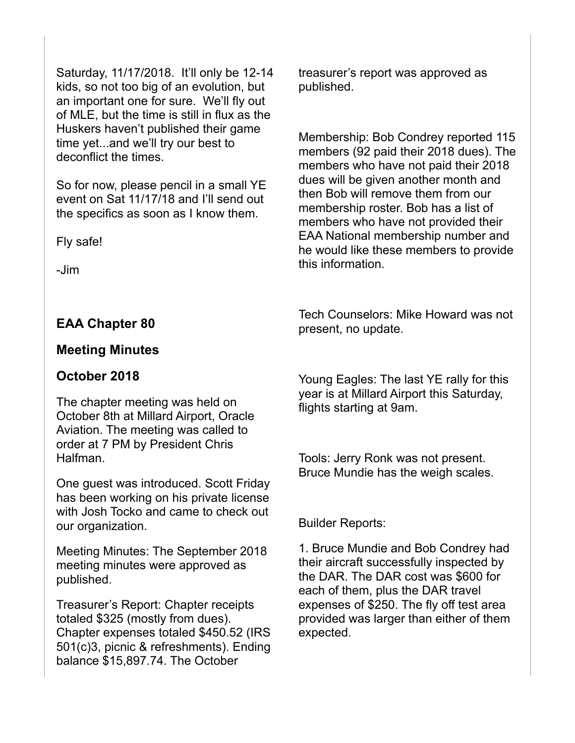Saturday, 11/17/2018. It'll only be 12-14 kids, so not too big of an evolution, but an important one for sure. We'll fly out of MLE, but the time is still in flux as the Huskers haven't published their game time yet...and we'll try our best to deconflict the times.

So for now, please pencil in a small YE event on Sat 11/17/18 and I'll send out the specifics as soon as I know them.

Fly safe!

-Jim

### EAA Chapter 80

### Meeting Minutes

### October 2018

The chapter meeting was held on October 8th at Millard Airport, Oracle Aviation. The meeting was called to order at 7 PM by President Chris Halfman.

One guest was introduced. Scott Friday has been working on his private license with Josh Tocko and came to check out our organization.

Meeting Minutes: The September 2018 meeting minutes were approved as published.

Treasurer's Report: Chapter receipts totaled $325 (mostly from dues). Chapter expenses totaled $450.52 (IRS 501(c)3, picnic & refreshments). Ending balance $15,897.74. The October treasurer's report was approved as published.

Membership: Bob Condrey reported 115 members (92 paid their 2018 dues). The members who have not paid their 2018 dues will be given another month and then Bob will remove them from our membership roster. Bob has a list of members who have not provided their EAA National membership number and he would like these members to provide this information.

Tech Counselors: Mike Howard was not present, no update.

Young Eagles: The last YE rally for this year is at Millard Airport this Saturday, flights starting at 9am.

Tools: Jerry Ronk was not present. Bruce Mundie has the weigh scales.

Builder Reports:

1. Bruce Mundie and Bob Condrey had their aircraft successfully inspected by the DAR. The DAR cost was $600 for each of them, plus the DAR travel expenses of $250. The fly off test area provided was larger than either of them expected.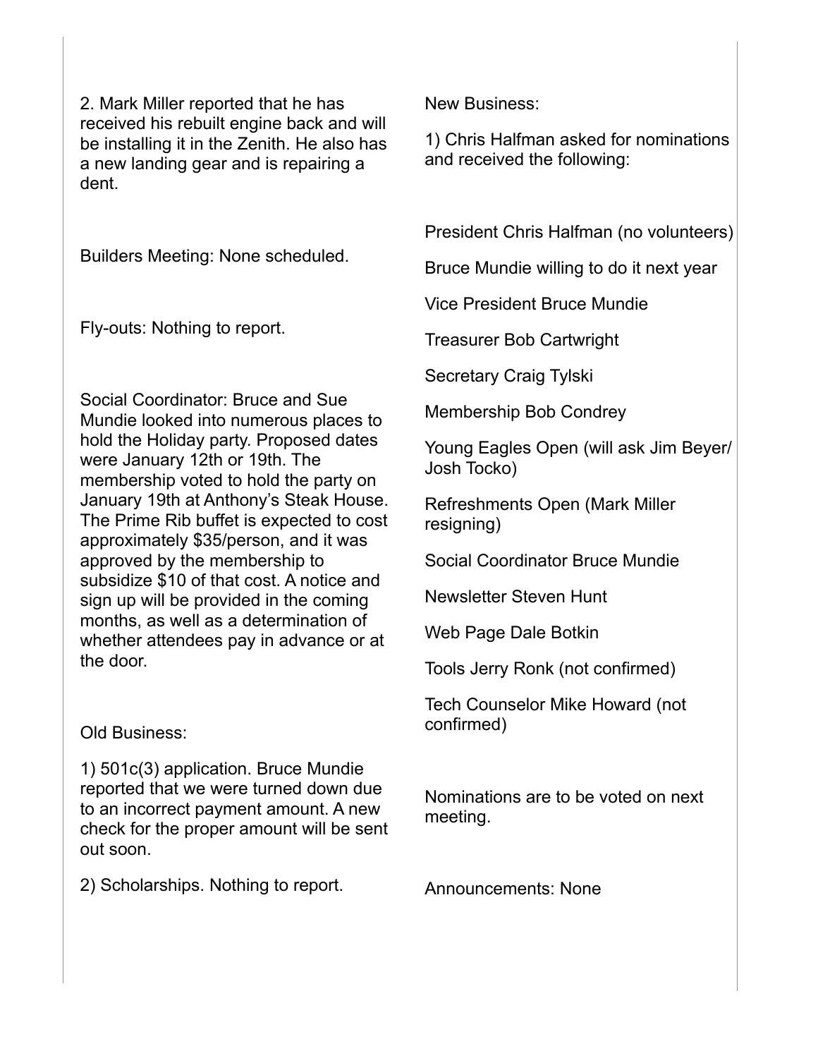2. Mark Miller reported that he has received his rebuilt engine back and will be installing it in the Zenith. He also has a new landing gear and is repairing a dent.

Builders Meeting: None scheduled.

Fly-outs: Nothing to report.

Social Coordinator: Bruce and Sue Mundie looked into numerous places to hold the Holiday party. Proposed dates were January 12th or 19th. The membership voted to hold the party on January 19th at Anthony's Steak House. The Prime Rib buffet is expected to cost approximately $35/person, and it was approved by the membership to subsidize $10 of that cost. A notice and sign up will be provided in the coming months, as well as a determination of whether attendees pay in advance or at the door.

Old Business:

1) 501c(3) application. Bruce Mundie reported that we were turned down due to an incorrect payment amount. A new check for the proper amount will be sent out soon.

2) Scholarships. Nothing to report.

New Business:

1) Chris Halfman asked for nominations and received the following:

President Chris Halfman (no volunteers)

Bruce Mundie willing to do it next year

Vice President Bruce Mundie

Treasurer Bob Cartwright

Secretary Craig Tylski

Membership Bob Condrey

Young Eagles Open (will ask Jim Beyer/ Josh Tocko)

Refreshments Open (Mark Miller resigning)

Social Coordinator Bruce Mundie

Newsletter Steven Hunt

Web Page Dale Botkin

Tools Jerry Ronk (not confirmed)

Tech Counselor Mike Howard (not confirmed)

Nominations are to be voted on next meeting.

Announcements: None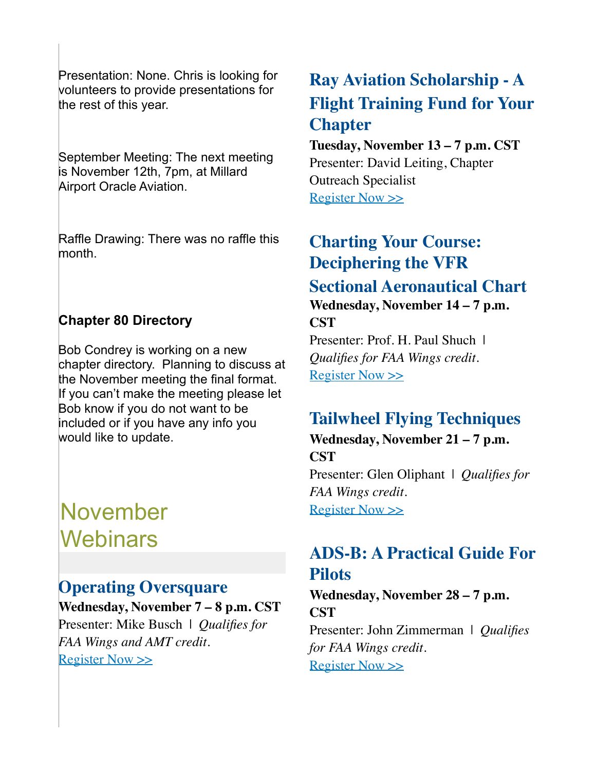Presentation: None. Chris is looking for volunteers to provide presentations for the rest of this year.

September Meeting: The next meeting is November 12th, 7pm, at Millard Airport Oracle Aviation.

Raffle Drawing: There was no raffle this month.

**Chapter 80 Directory**

Bob Condrey is working on a new chapter directory. Planning to discuss at the November meeting the final format. If you can't make the meeting please let Bob know if you do not want to be included or if you have any info you would like to update.

## November Webinars

### Operating Oversquare

**Wednesday, November 7 – 8 p.m. CST**
Presenter: Mike Busch | *Qualifies for FAA Wings and AMT credit.*
Register Now >>

### Ray Aviation Scholarship - A Flight Training Fund for Your Chapter

**Tuesday, November 13 – 7 p.m. CST**
Presenter: David Leiting, Chapter Outreach Specialist
Register Now >>

### Charting Your Course: Deciphering the VFR Sectional Aeronautical Chart

**Wednesday, November 14 – 7 p.m. CST**
Presenter: Prof. H. Paul Shuch | *Qualifies for FAA Wings credit.*
Register Now >>

### Tailwheel Flying Techniques

**Wednesday, November 21 – 7 p.m. CST**
Presenter: Glen Oliphant | *Qualifies for FAA Wings credit.*
Register Now >>

### ADS-B: A Practical Guide For Pilots

**Wednesday, November 28 – 7 p.m. CST**
Presenter: John Zimmerman | *Qualifies for FAA Wings credit.*
Register Now >>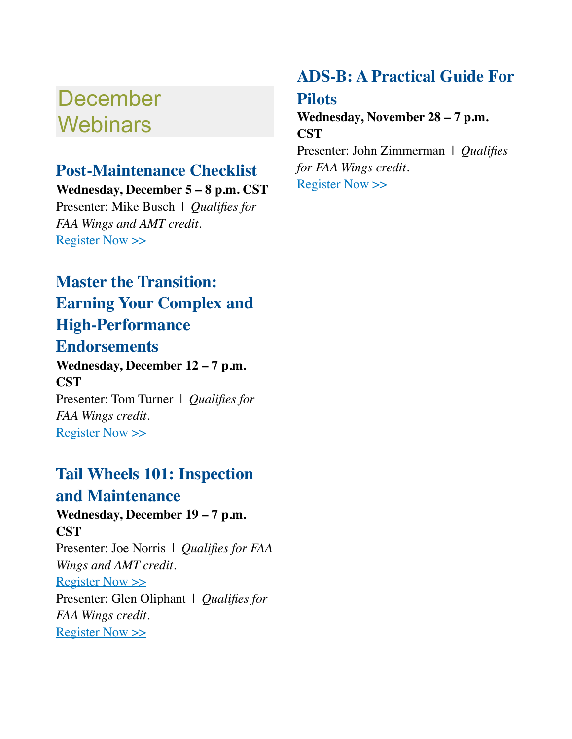# December Webinars

## Post-Maintenance Checklist

**Wednesday, December 5 – 8 p.m. CST**

Presenter: Mike Busch | *Qualifies for FAA Wings and AMT credit.*

Register Now >>

## Master the Transition: Earning Your Complex and High-Performance Endorsements

**Wednesday, December 12 – 7 p.m. CST**

Presenter: Tom Turner | *Qualifies for FAA Wings credit.*

Register Now >>

## Tail Wheels 101: Inspection and Maintenance

**Wednesday, December 19 – 7 p.m. CST**

Presenter: Joe Norris | *Qualifies for FAA Wings and AMT credit.*

Register Now >>

Presenter: Glen Oliphant | *Qualifies for FAA Wings credit.*

Register Now >>

## ADS-B: A Practical Guide For Pilots

**Wednesday, November 28 – 7 p.m. CST**

Presenter: John Zimmerman | *Qualifies for FAA Wings credit.*

Register Now >>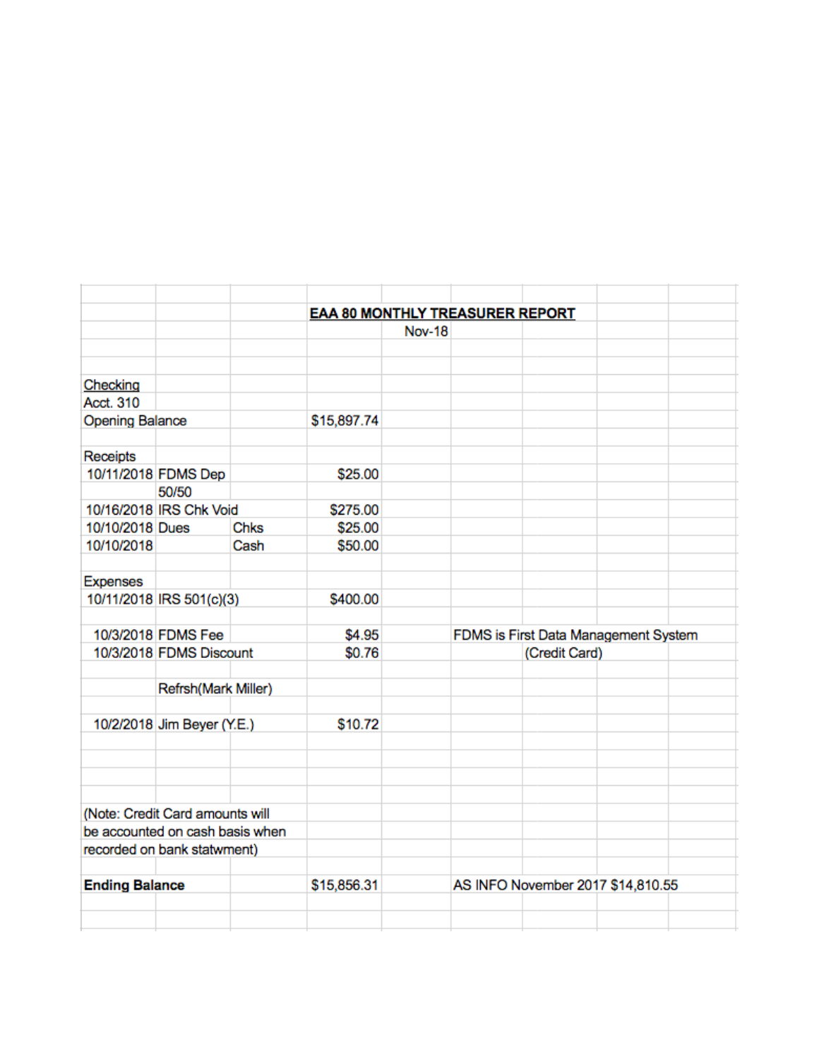## EAA 80 MONTHLY TREASURER REPORT

Nov-18

| | | | | |
|---|---|---|---|---|
| Checking | | | | |
| Acct. 310 | | | | |
| Opening Balance | | | $15,897.74 | |
| | | | | |
| Receipts | | | | |
| 10/11/2018 | FDMS Dep | | $25.00 | |
| | 50/50 | | | |
| 10/16/2018 | IRS Chk Void | | $275.00 | |
| 10/10/2018 | Dues | Chks | $25.00 | |
| 10/10/2018 | | Cash | $50.00 | |
| | | | | |
| Expenses | | | | |
| 10/11/2018 | IRS 501(c)(3) | | $400.00 | |
| | | | | |
| 10/3/2018 | FDMS Fee | | $4.95 | FDMS is First Data Management System |
| 10/3/2018 | FDMS Discount | | $0.76 | (Credit Card) |
| | | | | |
| | Refrsh(Mark Miller) | | | |
| | | | | |
| 10/2/2018 | Jim Beyer (Y.E.) | | $10.72 | |
| | | | | |
| (Note: Credit Card amounts will be accounted on cash basis when recorded on bank statwment) | | | | |
| | | | | |
| **Ending Balance** | | | $15,856.31 | AS INFO November 2017 $14,810.55 |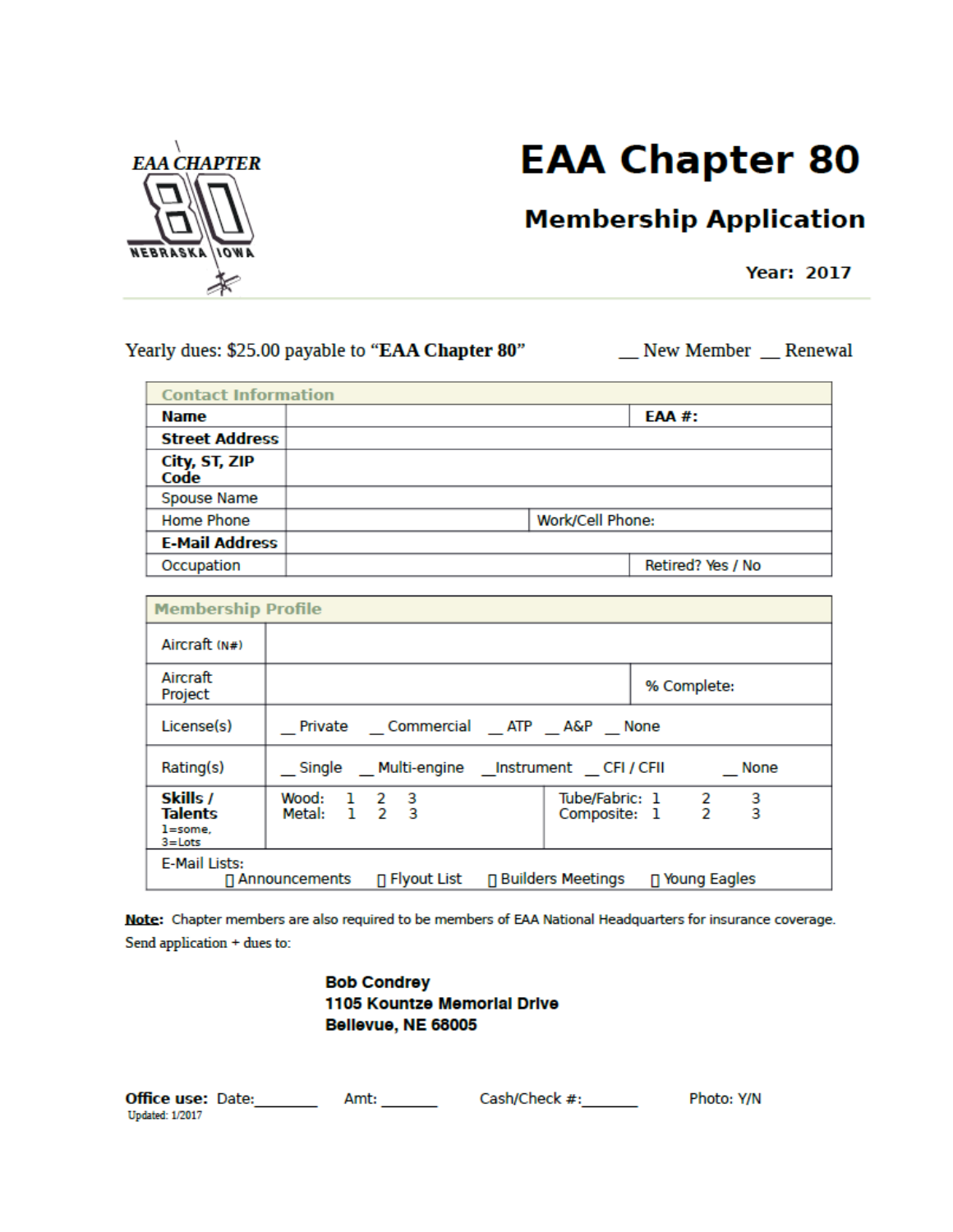EAA CHAPTER 80 NEBRASKA IOWA

# EAA Chapter 80

## Membership Application

**Year: 2017**

Yearly dues: $25.00 payable to "**EAA Chapter 80**" __ New Member __ Renewal

| Contact Information | | | |
|---|---|---|---|
| **Name** | | **EAA #:** | |
| **Street Address** | | | |
| **City, ST, ZIP Code** | | | |
| Spouse Name | | | |
| Home Phone | | Work/Cell Phone: | |
| **E-Mail Address** | | | |
| Occupation | | Retired? Yes / No | |

| Membership Profile | | |
|---|---|---|
| Aircraft (N#) | | |
| Aircraft Project | | % Complete: |
| License(s) | __ Private __ Commercial __ ATP __ A&P __ None | |
| Rating(s) | __ Single __ Multi-engine __Instrument __ CFI / CFII __ None | |
| **Skills / Talents** 1=some, 3=Lots | Wood: 1 2 3<br>Metal: 1 2 3 | Tube/Fabric: 1 2 3<br>Composite: 1 2 3 |
| E-Mail Lists: | ▯ Announcements ▯ Flyout List ▯ Builders Meetings ▯ Young Eagles | |

**Note:** Chapter members are also required to be members of EAA National Headquarters for insurance coverage.

Send application + dues to:

**Bob Condrey**
**1105 Kountze Memorial Drive**
**Bellevue, NE 68005**

**Office use:** Date:_______ Amt: _______ Cash/Check #:_______ Photo: Y/N

Updated: 1/2017